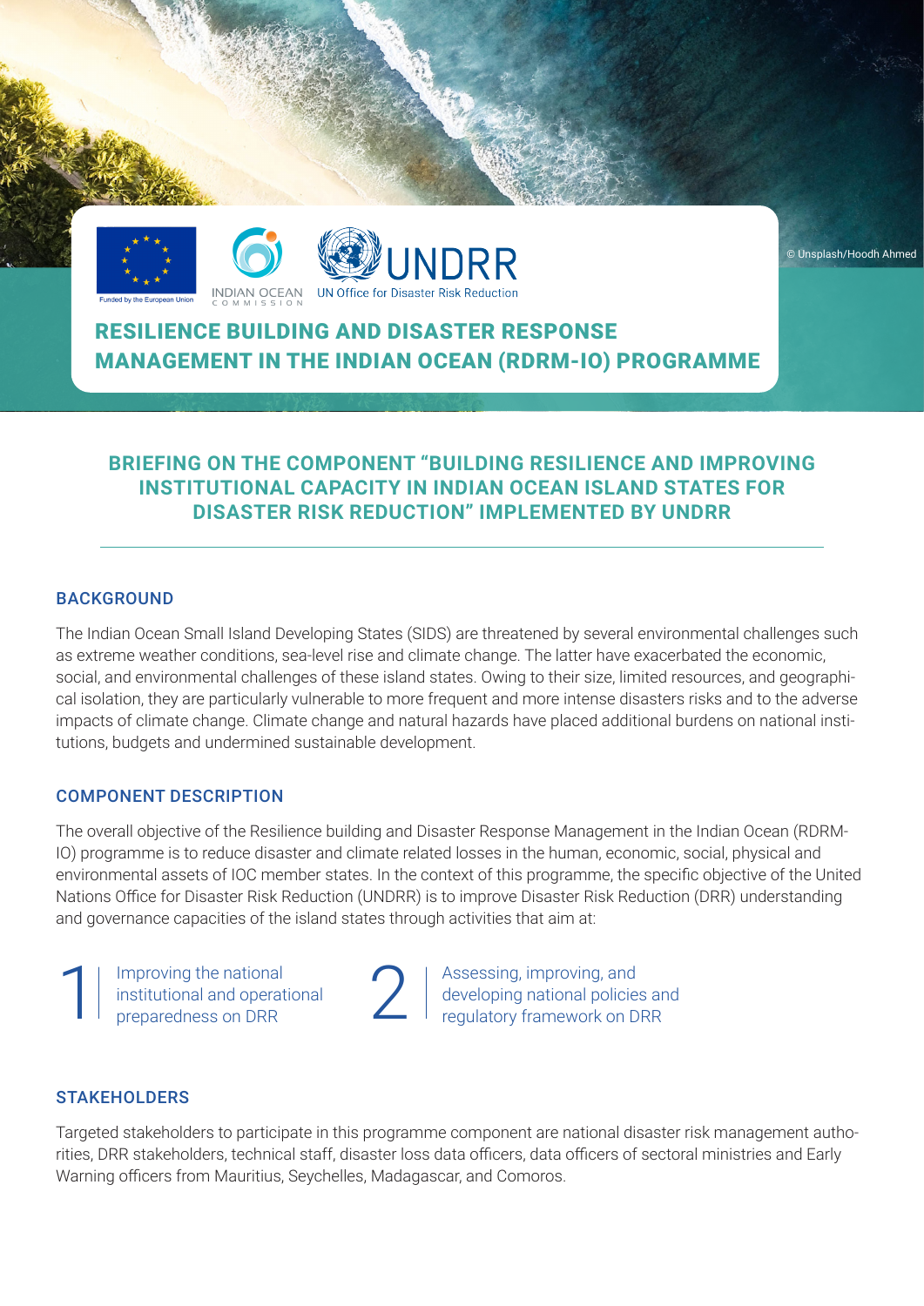Funded by the European Union

INDIAN OCEAN COMMISSION

UNDRR
UN Office for Disaster Risk Reduction

© Unsplash/Hoodh Ahmed

# RESILIENCE BUILDING AND DISASTER RESPONSE MANAGEMENT IN THE INDIAN OCEAN (RDRM-IO) PROGRAMME

## BRIEFING ON THE COMPONENT "BUILDING RESILIENCE AND IMPROVING INSTITUTIONAL CAPACITY IN INDIAN OCEAN ISLAND STATES FOR DISASTER RISK REDUCTION" IMPLEMENTED BY UNDRR

### BACKGROUND

The Indian Ocean Small Island Developing States (SIDS) are threatened by several environmental challenges such as extreme weather conditions, sea-level rise and climate change. The latter have exacerbated the economic, social, and environmental challenges of these island states. Owing to their size, limited resources, and geographical isolation, they are particularly vulnerable to more frequent and more intense disasters risks and to the adverse impacts of climate change. Climate change and natural hazards have placed additional burdens on national institutions, budgets and undermined sustainable development.

### COMPONENT DESCRIPTION

The overall objective of the Resilience building and Disaster Response Management in the Indian Ocean (RDRM-IO) programme is to reduce disaster and climate related losses in the human, economic, social, physical and environmental assets of IOC member states. In the context of this programme, the specific objective of the United Nations Office for Disaster Risk Reduction (UNDRR) is to improve Disaster Risk Reduction (DRR) understanding and governance capacities of the island states through activities that aim at:

1. Improving the national institutional and operational preparedness on DRR
2. Assessing, improving, and developing national policies and regulatory framework on DRR

### STAKEHOLDERS

Targeted stakeholders to participate in this programme component are national disaster risk management authorities, DRR stakeholders, technical staff, disaster loss data officers, data officers of sectoral ministries and Early Warning officers from Mauritius, Seychelles, Madagascar, and Comoros.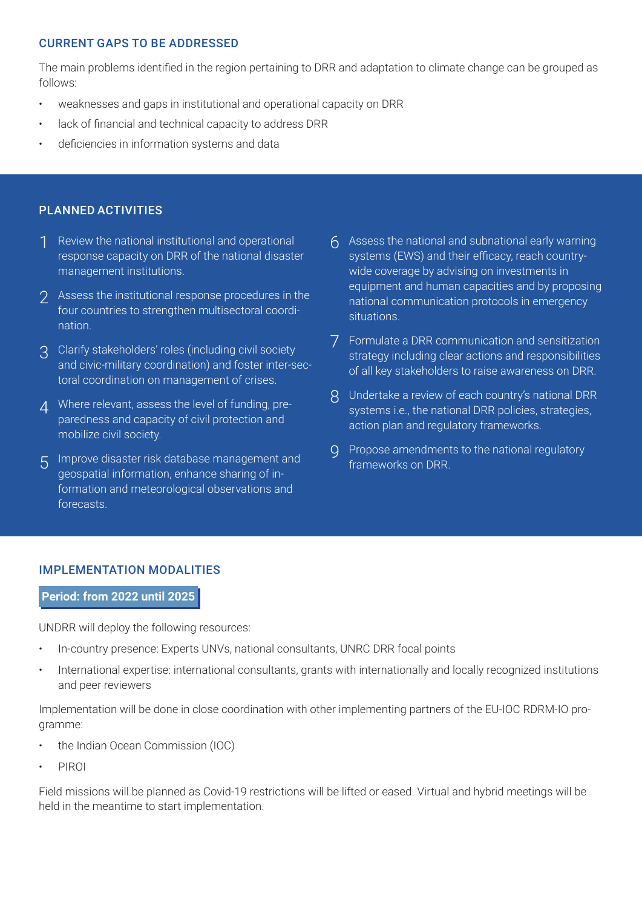## CURRENT GAPS TO BE ADDRESSED

The main problems identified in the region pertaining to DRR and adaptation to climate change can be grouped as follows:

- weaknesses and gaps in institutional and operational capacity on DRR
- lack of financial and technical capacity to address DRR
- deficiencies in information systems and data

## PLANNED ACTIVITIES

1. Review the national institutional and operational response capacity on DRR of the national disaster management institutions.
2. Assess the institutional response procedures in the four countries to strengthen multisectoral coordination.
3. Clarify stakeholders' roles (including civil society and civic-military coordination) and foster inter-sectoral coordination on management of crises.
4. Where relevant, assess the level of funding, preparedness and capacity of civil protection and mobilize civil society.
5. Improve disaster risk database management and geospatial information, enhance sharing of information and meteorological observations and forecasts.
6. Assess the national and subnational early warning systems (EWS) and their efficacy, reach country-wide coverage by advising on investments in equipment and human capacities and by proposing national communication protocols in emergency situations.
7. Formulate a DRR communication and sensitization strategy including clear actions and responsibilities of all key stakeholders to raise awareness on DRR.
8. Undertake a review of each country's national DRR systems i.e., the national DRR policies, strategies, action plan and regulatory frameworks.
9. Propose amendments to the national regulatory frameworks on DRR.

## IMPLEMENTATION MODALITIES

**Period: from 2022 until 2025**

UNDRR will deploy the following resources:

- In-country presence: Experts UNVs, national consultants, UNRC DRR focal points
- International expertise: international consultants, grants with internationally and locally recognized institutions and peer reviewers

Implementation will be done in close coordination with other implementing partners of the EU-IOC RDRM-IO programme:

- the Indian Ocean Commission (IOC)
- PIROI

Field missions will be planned as Covid-19 restrictions will be lifted or eased. Virtual and hybrid meetings will be held in the meantime to start implementation.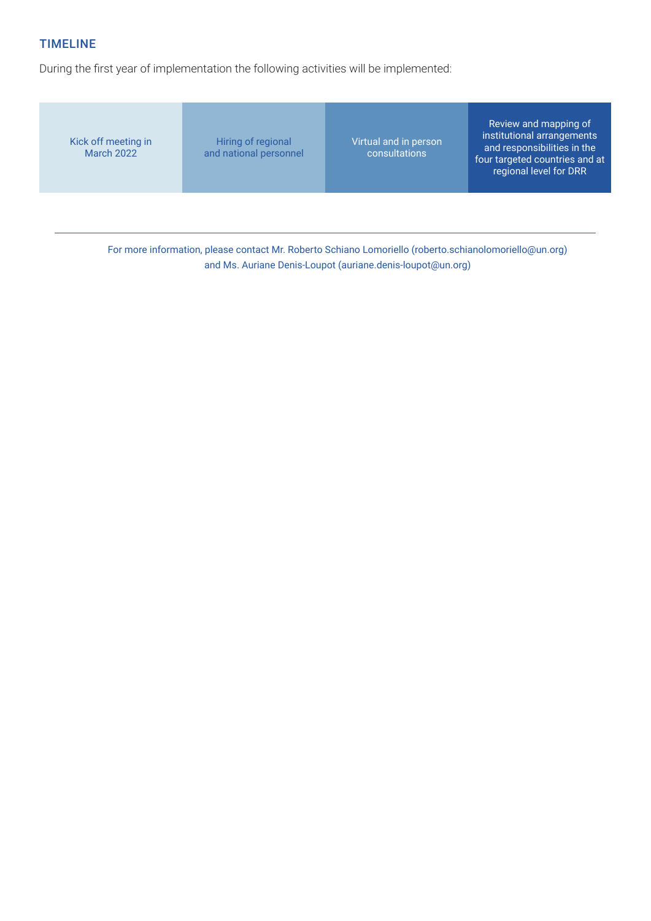## TIMELINE

During the first year of implementation the following activities will be implemented:

| | | | |
|---|---|---|---|
| Kick off meeting in March 2022 | Hiring of regional and national personnel | Virtual and in person consultations | Review and mapping of institutional arrangements and responsibilities in the four targeted countries and at regional level for DRR |

---

For more information, please contact Mr. Roberto Schiano Lomoriello (roberto.schianolomoriello@un.org) and Ms. Auriane Denis-Loupot (auriane.denis-loupot@un.org)